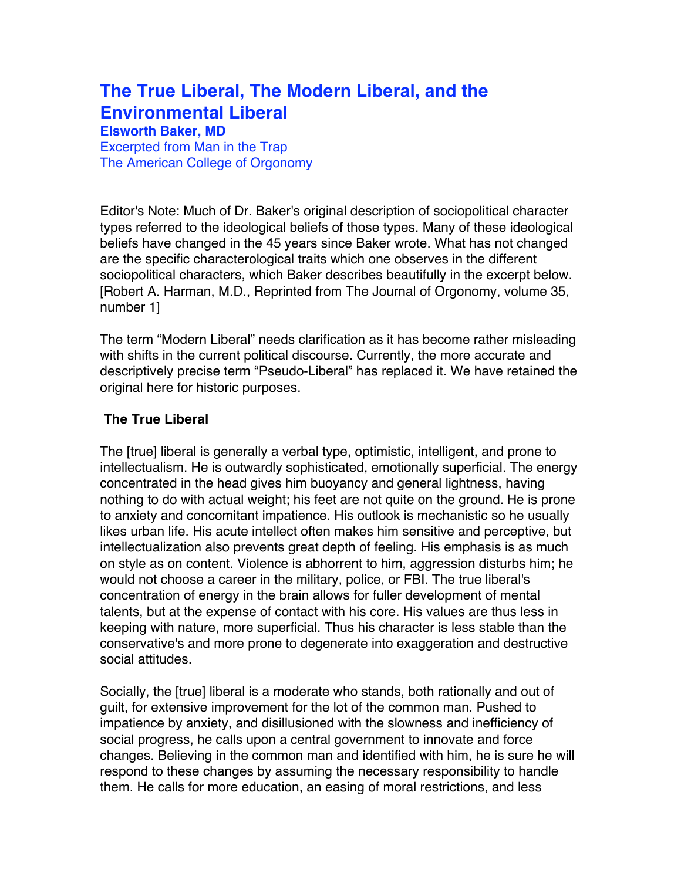# The True Liberal, The Modern Liberal, and the Environmental Liberal

**Elsworth Baker, MD**

Excerpted from Man in the Trap

The American College of Orgonomy

Editor's Note: Much of Dr. Baker's original description of sociopolitical character types referred to the ideological beliefs of those types. Many of these ideological beliefs have changed in the 45 years since Baker wrote. What has not changed are the specific characterological traits which one observes in the different sociopolitical characters, which Baker describes beautifully in the excerpt below. [Robert A. Harman, M.D., Reprinted from The Journal of Orgonomy, volume 35, number 1]

The term "Modern Liberal" needs clarification as it has become rather misleading with shifts in the current political discourse. Currently, the more accurate and descriptively precise term "Pseudo-Liberal" has replaced it. We have retained the original here for historic purposes.

## The True Liberal

The [true] liberal is generally a verbal type, optimistic, intelligent, and prone to intellectualism. He is outwardly sophisticated, emotionally superficial. The energy concentrated in the head gives him buoyancy and general lightness, having nothing to do with actual weight; his feet are not quite on the ground. He is prone to anxiety and concomitant impatience. His outlook is mechanistic so he usually likes urban life. His acute intellect often makes him sensitive and perceptive, but intellectualization also prevents great depth of feeling. His emphasis is as much on style as on content. Violence is abhorrent to him, aggression disturbs him; he would not choose a career in the military, police, or FBI. The true liberal's concentration of energy in the brain allows for fuller development of mental talents, but at the expense of contact with his core. His values are thus less in keeping with nature, more superficial. Thus his character is less stable than the conservative's and more prone to degenerate into exaggeration and destructive social attitudes.

Socially, the [true] liberal is a moderate who stands, both rationally and out of guilt, for extensive improvement for the lot of the common man. Pushed to impatience by anxiety, and disillusioned with the slowness and inefficiency of social progress, he calls upon a central government to innovate and force changes. Believing in the common man and identified with him, he is sure he will respond to these changes by assuming the necessary responsibility to handle them. He calls for more education, an easing of moral restrictions, and less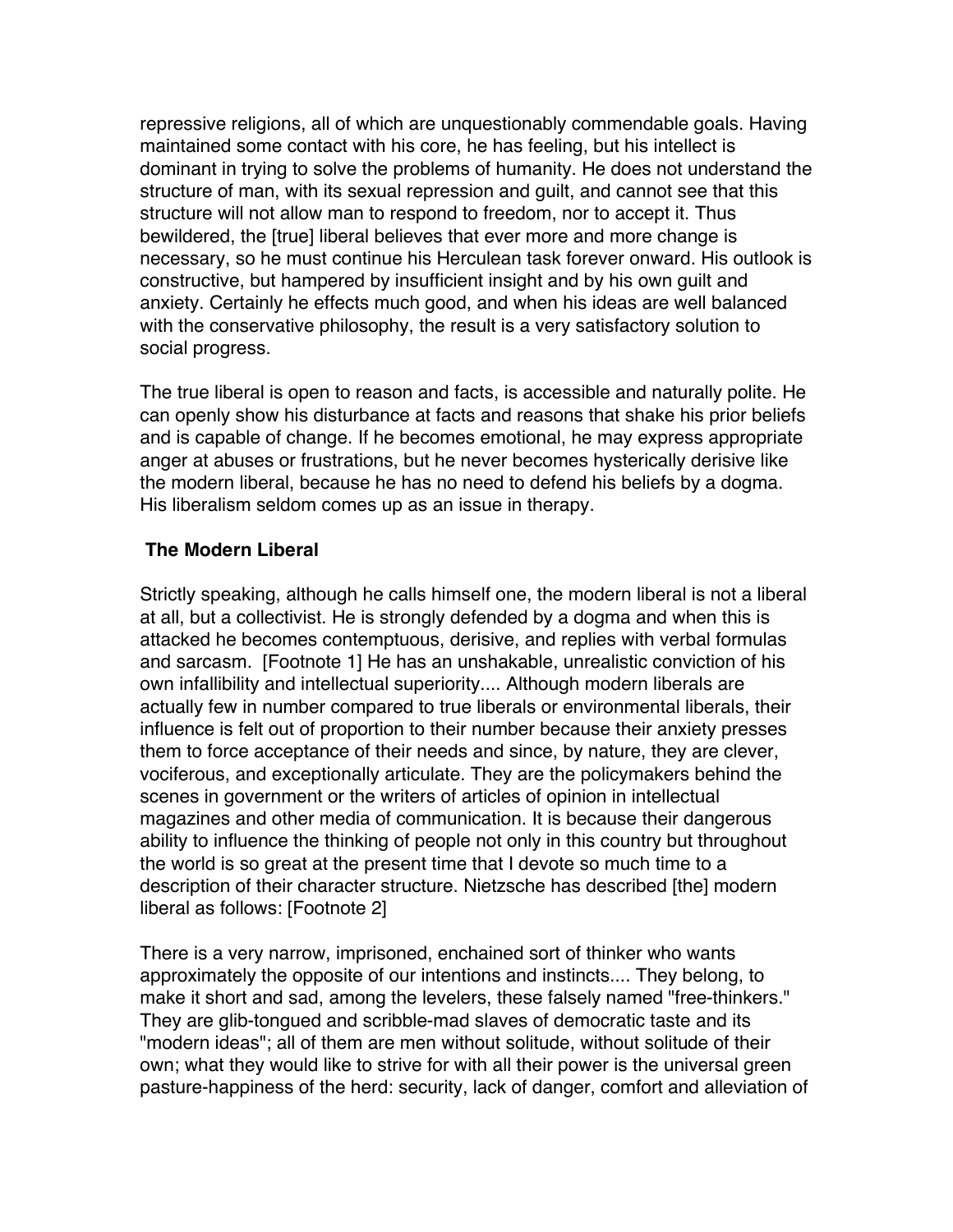repressive religions, all of which are unquestionably commendable goals. Having maintained some contact with his core, he has feeling, but his intellect is dominant in trying to solve the problems of humanity. He does not understand the structure of man, with its sexual repression and guilt, and cannot see that this structure will not allow man to respond to freedom, nor to accept it. Thus bewildered, the [true] liberal believes that ever more and more change is necessary, so he must continue his Herculean task forever onward. His outlook is constructive, but hampered by insufficient insight and by his own guilt and anxiety. Certainly he effects much good, and when his ideas are well balanced with the conservative philosophy, the result is a very satisfactory solution to social progress.

The true liberal is open to reason and facts, is accessible and naturally polite. He can openly show his disturbance at facts and reasons that shake his prior beliefs and is capable of change. If he becomes emotional, he may express appropriate anger at abuses or frustrations, but he never becomes hysterically derisive like the modern liberal, because he has no need to defend his beliefs by a dogma. His liberalism seldom comes up as an issue in therapy.

**The Modern Liberal**

Strictly speaking, although he calls himself one, the modern liberal is not a liberal at all, but a collectivist. He is strongly defended by a dogma and when this is attacked he becomes contemptuous, derisive, and replies with verbal formulas and sarcasm. [Footnote 1] He has an unshakable, unrealistic conviction of his own infallibility and intellectual superiority.... Although modern liberals are actually few in number compared to true liberals or environmental liberals, their influence is felt out of proportion to their number because their anxiety presses them to force acceptance of their needs and since, by nature, they are clever, vociferous, and exceptionally articulate. They are the policymakers behind the scenes in government or the writers of articles of opinion in intellectual magazines and other media of communication. It is because their dangerous ability to influence the thinking of people not only in this country but throughout the world is so great at the present time that I devote so much time to a description of their character structure. Nietzsche has described [the] modern liberal as follows: [Footnote 2]

There is a very narrow, imprisoned, enchained sort of thinker who wants approximately the opposite of our intentions and instincts.... They belong, to make it short and sad, among the levelers, these falsely named "free-thinkers." They are glib-tongued and scribble-mad slaves of democratic taste and its "modern ideas"; all of them are men without solitude, without solitude of their own; what they would like to strive for with all their power is the universal green pasture-happiness of the herd: security, lack of danger, comfort and alleviation of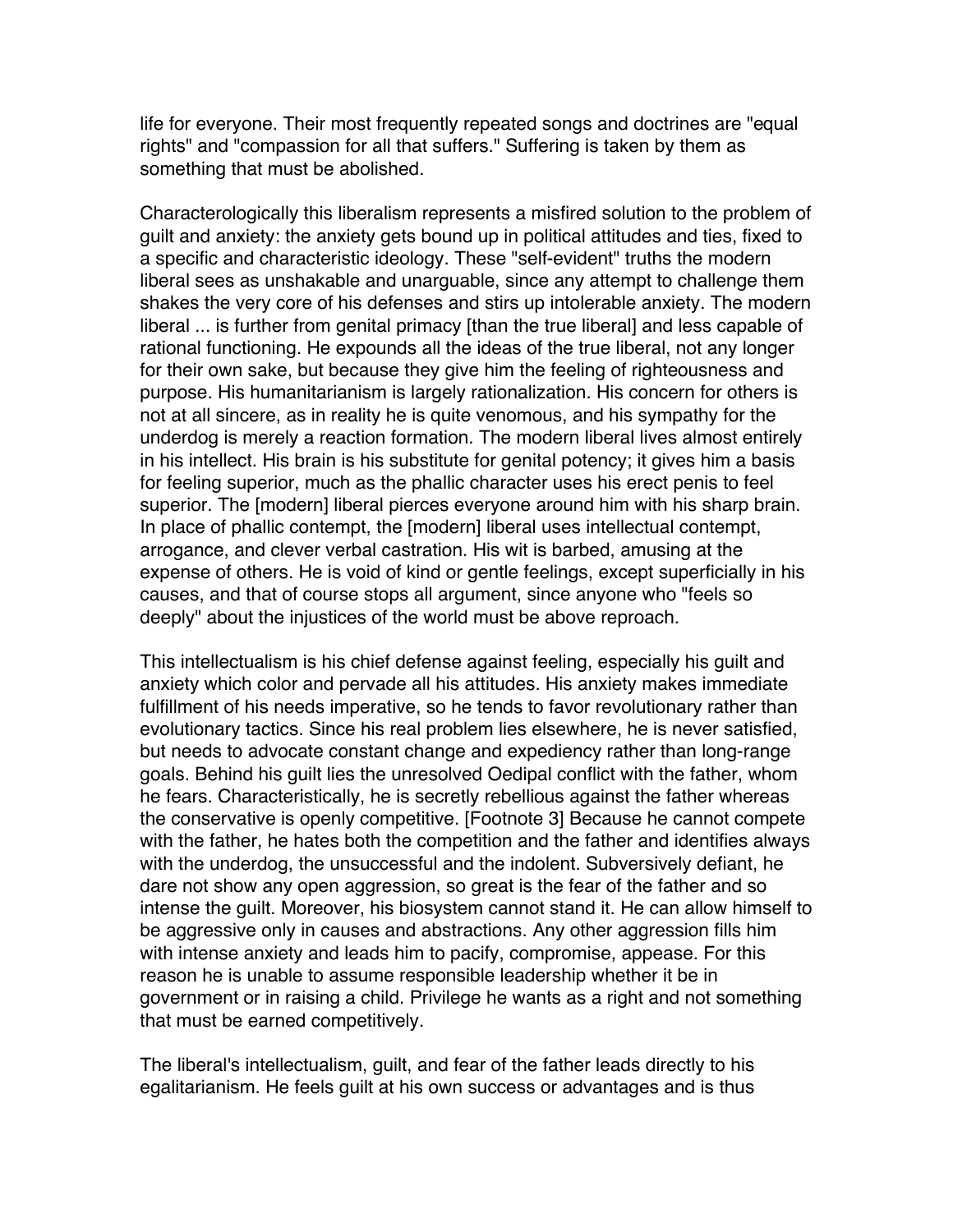life for everyone. Their most frequently repeated songs and doctrines are "equal rights" and "compassion for all that suffers." Suffering is taken by them as something that must be abolished.

Characterologically this liberalism represents a misfired solution to the problem of guilt and anxiety: the anxiety gets bound up in political attitudes and ties, fixed to a specific and characteristic ideology. These "self-evident" truths the modern liberal sees as unshakable and unarguable, since any attempt to challenge them shakes the very core of his defenses and stirs up intolerable anxiety. The modern liberal ... is further from genital primacy [than the true liberal] and less capable of rational functioning. He expounds all the ideas of the true liberal, not any longer for their own sake, but because they give him the feeling of righteousness and purpose. His humanitarianism is largely rationalization. His concern for others is not at all sincere, as in reality he is quite venomous, and his sympathy for the underdog is merely a reaction formation. The modern liberal lives almost entirely in his intellect. His brain is his substitute for genital potency; it gives him a basis for feeling superior, much as the phallic character uses his erect penis to feel superior. The [modern] liberal pierces everyone around him with his sharp brain. In place of phallic contempt, the [modern] liberal uses intellectual contempt, arrogance, and clever verbal castration. His wit is barbed, amusing at the expense of others. He is void of kind or gentle feelings, except superficially in his causes, and that of course stops all argument, since anyone who "feels so deeply" about the injustices of the world must be above reproach.

This intellectualism is his chief defense against feeling, especially his guilt and anxiety which color and pervade all his attitudes. His anxiety makes immediate fulfillment of his needs imperative, so he tends to favor revolutionary rather than evolutionary tactics. Since his real problem lies elsewhere, he is never satisfied, but needs to advocate constant change and expediency rather than long-range goals. Behind his guilt lies the unresolved Oedipal conflict with the father, whom he fears. Characteristically, he is secretly rebellious against the father whereas the conservative is openly competitive. [Footnote 3] Because he cannot compete with the father, he hates both the competition and the father and identifies always with the underdog, the unsuccessful and the indolent. Subversively defiant, he dare not show any open aggression, so great is the fear of the father and so intense the guilt. Moreover, his biosystem cannot stand it. He can allow himself to be aggressive only in causes and abstractions. Any other aggression fills him with intense anxiety and leads him to pacify, compromise, appease. For this reason he is unable to assume responsible leadership whether it be in government or in raising a child. Privilege he wants as a right and not something that must be earned competitively.

The liberal's intellectualism, guilt, and fear of the father leads directly to his egalitarianism. He feels guilt at his own success or advantages and is thus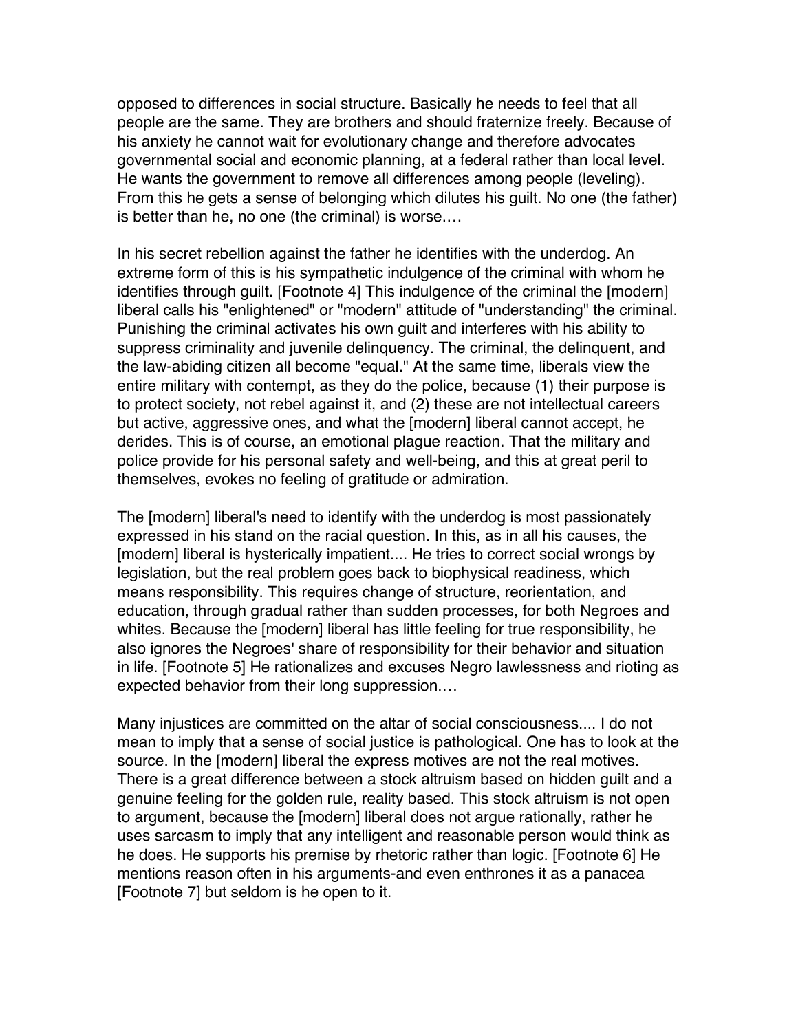opposed to differences in social structure. Basically he needs to feel that all people are the same. They are brothers and should fraternize freely. Because of his anxiety he cannot wait for evolutionary change and therefore advocates governmental social and economic planning, at a federal rather than local level. He wants the government to remove all differences among people (leveling). From this he gets a sense of belonging which dilutes his guilt. No one (the father) is better than he, no one (the criminal) is worse.…

In his secret rebellion against the father he identifies with the underdog. An extreme form of this is his sympathetic indulgence of the criminal with whom he identifies through guilt. [Footnote 4] This indulgence of the criminal the [modern] liberal calls his "enlightened" or "modern" attitude of "understanding" the criminal. Punishing the criminal activates his own guilt and interferes with his ability to suppress criminality and juvenile delinquency. The criminal, the delinquent, and the law-abiding citizen all become "equal." At the same time, liberals view the entire military with contempt, as they do the police, because (1) their purpose is to protect society, not rebel against it, and (2) these are not intellectual careers but active, aggressive ones, and what the [modern] liberal cannot accept, he derides. This is of course, an emotional plague reaction. That the military and police provide for his personal safety and well-being, and this at great peril to themselves, evokes no feeling of gratitude or admiration.

The [modern] liberal's need to identify with the underdog is most passionately expressed in his stand on the racial question. In this, as in all his causes, the [modern] liberal is hysterically impatient.... He tries to correct social wrongs by legislation, but the real problem goes back to biophysical readiness, which means responsibility. This requires change of structure, reorientation, and education, through gradual rather than sudden processes, for both Negroes and whites. Because the [modern] liberal has little feeling for true responsibility, he also ignores the Negroes' share of responsibility for their behavior and situation in life. [Footnote 5] He rationalizes and excuses Negro lawlessness and rioting as expected behavior from their long suppression.…

Many injustices are committed on the altar of social consciousness.... I do not mean to imply that a sense of social justice is pathological. One has to look at the source. In the [modern] liberal the express motives are not the real motives. There is a great difference between a stock altruism based on hidden guilt and a genuine feeling for the golden rule, reality based. This stock altruism is not open to argument, because the [modern] liberal does not argue rationally, rather he uses sarcasm to imply that any intelligent and reasonable person would think as he does. He supports his premise by rhetoric rather than logic. [Footnote 6] He mentions reason often in his arguments-and even enthrones it as a panacea [Footnote 7] but seldom is he open to it.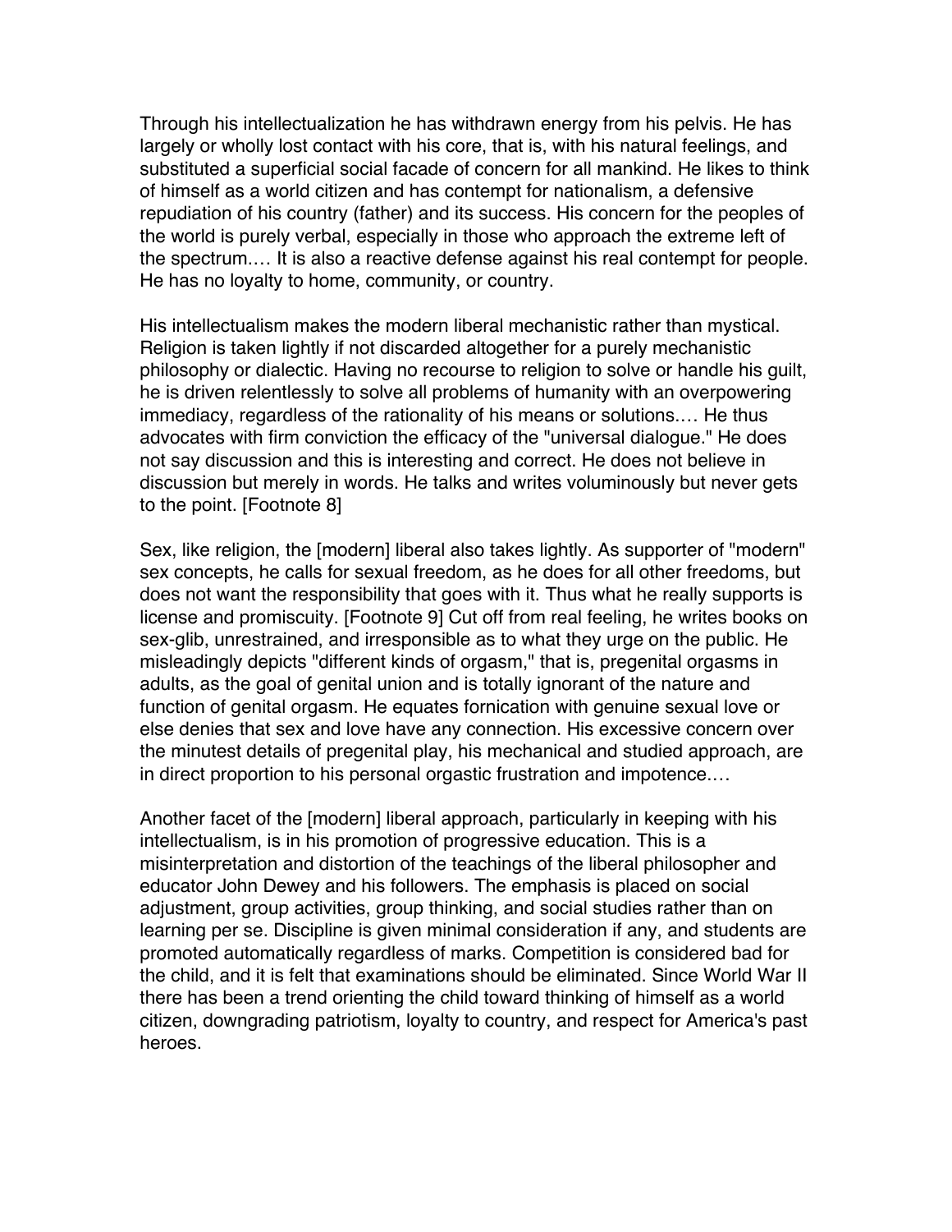Through his intellectualization he has withdrawn energy from his pelvis. He has largely or wholly lost contact with his core, that is, with his natural feelings, and substituted a superficial social facade of concern for all mankind. He likes to think of himself as a world citizen and has contempt for nationalism, a defensive repudiation of his country (father) and its success. His concern for the peoples of the world is purely verbal, especially in those who approach the extreme left of the spectrum.… It is also a reactive defense against his real contempt for people. He has no loyalty to home, community, or country.

His intellectualism makes the modern liberal mechanistic rather than mystical. Religion is taken lightly if not discarded altogether for a purely mechanistic philosophy or dialectic. Having no recourse to religion to solve or handle his guilt, he is driven relentlessly to solve all problems of humanity with an overpowering immediacy, regardless of the rationality of his means or solutions.… He thus advocates with firm conviction the efficacy of the "universal dialogue." He does not say discussion and this is interesting and correct. He does not believe in discussion but merely in words. He talks and writes voluminously but never gets to the point. [Footnote 8]

Sex, like religion, the [modern] liberal also takes lightly. As supporter of "modern" sex concepts, he calls for sexual freedom, as he does for all other freedoms, but does not want the responsibility that goes with it. Thus what he really supports is license and promiscuity. [Footnote 9] Cut off from real feeling, he writes books on sex-glib, unrestrained, and irresponsible as to what they urge on the public. He misleadingly depicts "different kinds of orgasm," that is, pregenital orgasms in adults, as the goal of genital union and is totally ignorant of the nature and function of genital orgasm. He equates fornication with genuine sexual love or else denies that sex and love have any connection. His excessive concern over the minutest details of pregenital play, his mechanical and studied approach, are in direct proportion to his personal orgastic frustration and impotence.…

Another facet of the [modern] liberal approach, particularly in keeping with his intellectualism, is in his promotion of progressive education. This is a misinterpretation and distortion of the teachings of the liberal philosopher and educator John Dewey and his followers. The emphasis is placed on social adjustment, group activities, group thinking, and social studies rather than on learning per se. Discipline is given minimal consideration if any, and students are promoted automatically regardless of marks. Competition is considered bad for the child, and it is felt that examinations should be eliminated. Since World War II there has been a trend orienting the child toward thinking of himself as a world citizen, downgrading patriotism, loyalty to country, and respect for America's past heroes.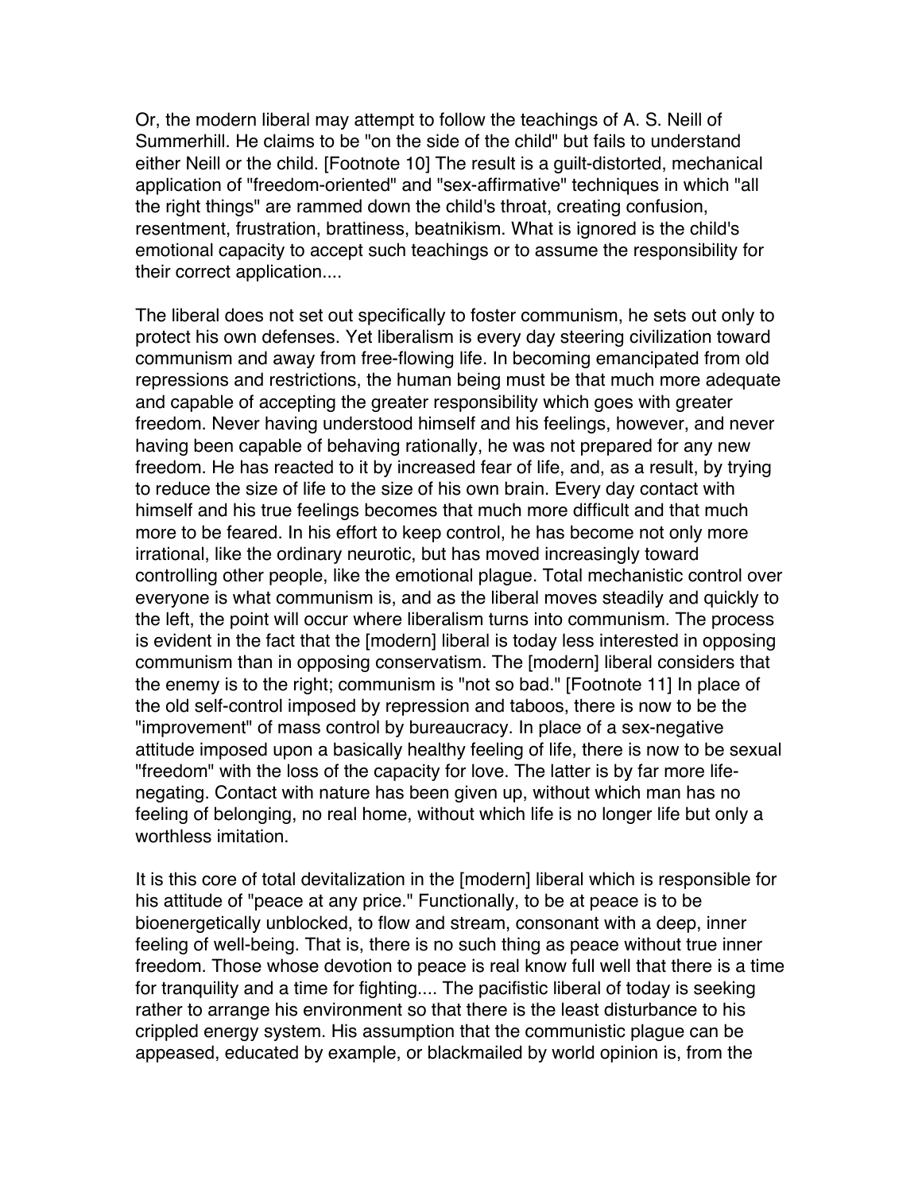Or, the modern liberal may attempt to follow the teachings of A. S. Neill of Summerhill. He claims to be "on the side of the child" but fails to understand either Neill or the child. [Footnote 10] The result is a guilt-distorted, mechanical application of "freedom-oriented" and "sex-affirmative" techniques in which "all the right things" are rammed down the child's throat, creating confusion, resentment, frustration, brattiness, beatnikism. What is ignored is the child's emotional capacity to accept such teachings or to assume the responsibility for their correct application....

The liberal does not set out specifically to foster communism, he sets out only to protect his own defenses. Yet liberalism is every day steering civilization toward communism and away from free-flowing life. In becoming emancipated from old repressions and restrictions, the human being must be that much more adequate and capable of accepting the greater responsibility which goes with greater freedom. Never having understood himself and his feelings, however, and never having been capable of behaving rationally, he was not prepared for any new freedom. He has reacted to it by increased fear of life, and, as a result, by trying to reduce the size of life to the size of his own brain. Every day contact with himself and his true feelings becomes that much more difficult and that much more to be feared. In his effort to keep control, he has become not only more irrational, like the ordinary neurotic, but has moved increasingly toward controlling other people, like the emotional plague. Total mechanistic control over everyone is what communism is, and as the liberal moves steadily and quickly to the left, the point will occur where liberalism turns into communism. The process is evident in the fact that the [modern] liberal is today less interested in opposing communism than in opposing conservatism. The [modern] liberal considers that the enemy is to the right; communism is "not so bad." [Footnote 11] In place of the old self-control imposed by repression and taboos, there is now to be the "improvement" of mass control by bureaucracy. In place of a sex-negative attitude imposed upon a basically healthy feeling of life, there is now to be sexual "freedom" with the loss of the capacity for love. The latter is by far more life-negating. Contact with nature has been given up, without which man has no feeling of belonging, no real home, without which life is no longer life but only a worthless imitation.

It is this core of total devitalization in the [modern] liberal which is responsible for his attitude of "peace at any price." Functionally, to be at peace is to be bioenergetically unblocked, to flow and stream, consonant with a deep, inner feeling of well-being. That is, there is no such thing as peace without true inner freedom. Those whose devotion to peace is real know full well that there is a time for tranquility and a time for fighting.... The pacifistic liberal of today is seeking rather to arrange his environment so that there is the least disturbance to his crippled energy system. His assumption that the communistic plague can be appeased, educated by example, or blackmailed by world opinion is, from the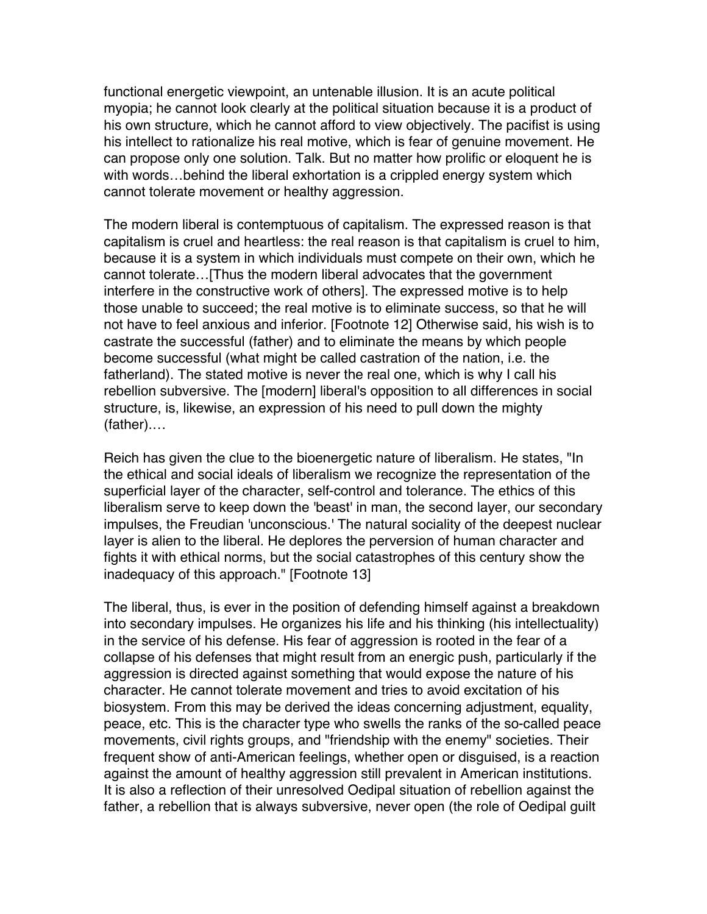functional energetic viewpoint, an untenable illusion. It is an acute political myopia; he cannot look clearly at the political situation because it is a product of his own structure, which he cannot afford to view objectively. The pacifist is using his intellect to rationalize his real motive, which is fear of genuine movement. He can propose only one solution. Talk. But no matter how prolific or eloquent he is with words…behind the liberal exhortation is a crippled energy system which cannot tolerate movement or healthy aggression.

The modern liberal is contemptuous of capitalism. The expressed reason is that capitalism is cruel and heartless: the real reason is that capitalism is cruel to him, because it is a system in which individuals must compete on their own, which he cannot tolerate…[Thus the modern liberal advocates that the government interfere in the constructive work of others]. The expressed motive is to help those unable to succeed; the real motive is to eliminate success, so that he will not have to feel anxious and inferior. [Footnote 12] Otherwise said, his wish is to castrate the successful (father) and to eliminate the means by which people become successful (what might be called castration of the nation, i.e. the fatherland). The stated motive is never the real one, which is why I call his rebellion subversive. The [modern] liberal's opposition to all differences in social structure, is, likewise, an expression of his need to pull down the mighty (father).…

Reich has given the clue to the bioenergetic nature of liberalism. He states, "In the ethical and social ideals of liberalism we recognize the representation of the superficial layer of the character, self-control and tolerance. The ethics of this liberalism serve to keep down the 'beast' in man, the second layer, our secondary impulses, the Freudian 'unconscious.' The natural sociality of the deepest nuclear layer is alien to the liberal. He deplores the perversion of human character and fights it with ethical norms, but the social catastrophes of this century show the inadequacy of this approach." [Footnote 13]

The liberal, thus, is ever in the position of defending himself against a breakdown into secondary impulses. He organizes his life and his thinking (his intellectuality) in the service of his defense. His fear of aggression is rooted in the fear of a collapse of his defenses that might result from an energic push, particularly if the aggression is directed against something that would expose the nature of his character. He cannot tolerate movement and tries to avoid excitation of his biosystem. From this may be derived the ideas concerning adjustment, equality, peace, etc. This is the character type who swells the ranks of the so-called peace movements, civil rights groups, and "friendship with the enemy" societies. Their frequent show of anti-American feelings, whether open or disguised, is a reaction against the amount of healthy aggression still prevalent in American institutions. It is also a reflection of their unresolved Oedipal situation of rebellion against the father, a rebellion that is always subversive, never open (the role of Oedipal guilt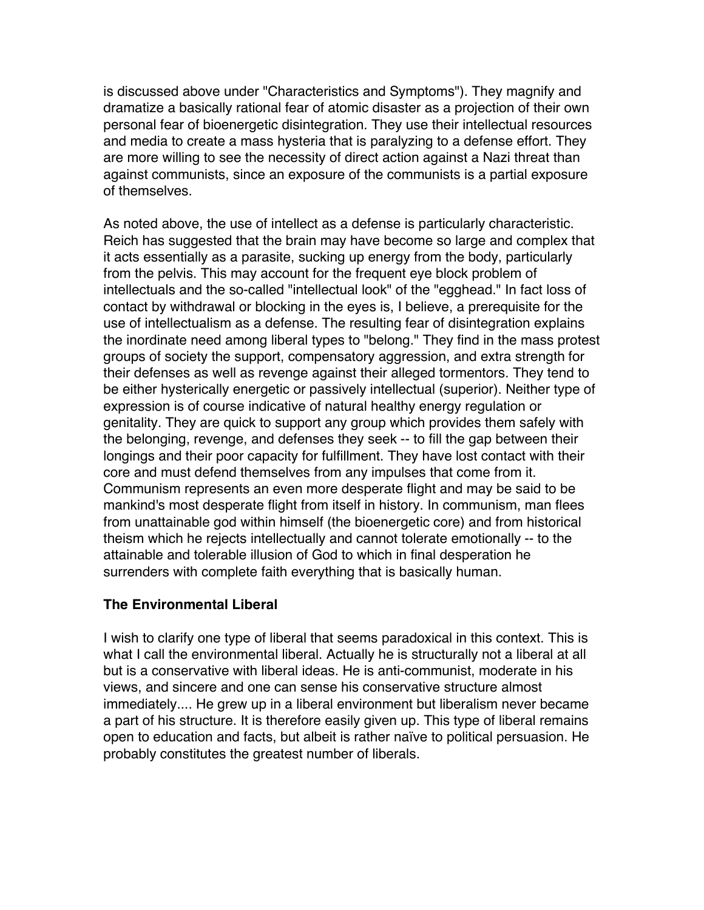is discussed above under "Characteristics and Symptoms"). They magnify and dramatize a basically rational fear of atomic disaster as a projection of their own personal fear of bioenergetic disintegration. They use their intellectual resources and media to create a mass hysteria that is paralyzing to a defense effort. They are more willing to see the necessity of direct action against a Nazi threat than against communists, since an exposure of the communists is a partial exposure of themselves.

As noted above, the use of intellect as a defense is particularly characteristic. Reich has suggested that the brain may have become so large and complex that it acts essentially as a parasite, sucking up energy from the body, particularly from the pelvis. This may account for the frequent eye block problem of intellectuals and the so-called "intellectual look" of the "egghead." In fact loss of contact by withdrawal or blocking in the eyes is, I believe, a prerequisite for the use of intellectualism as a defense. The resulting fear of disintegration explains the inordinate need among liberal types to "belong." They find in the mass protest groups of society the support, compensatory aggression, and extra strength for their defenses as well as revenge against their alleged tormentors. They tend to be either hysterically energetic or passively intellectual (superior). Neither type of expression is of course indicative of natural healthy energy regulation or genitality. They are quick to support any group which provides them safely with the belonging, revenge, and defenses they seek -- to fill the gap between their longings and their poor capacity for fulfillment. They have lost contact with their core and must defend themselves from any impulses that come from it. Communism represents an even more desperate flight and may be said to be mankind's most desperate flight from itself in history. In communism, man flees from unattainable god within himself (the bioenergetic core) and from historical theism which he rejects intellectually and cannot tolerate emotionally -- to the attainable and tolerable illusion of God to which in final desperation he surrenders with complete faith everything that is basically human.

### The Environmental Liberal

I wish to clarify one type of liberal that seems paradoxical in this context. This is what I call the environmental liberal. Actually he is structurally not a liberal at all but is a conservative with liberal ideas. He is anti-communist, moderate in his views, and sincere and one can sense his conservative structure almost immediately.... He grew up in a liberal environment but liberalism never became a part of his structure. It is therefore easily given up. This type of liberal remains open to education and facts, but albeit is rather naïve to political persuasion. He probably constitutes the greatest number of liberals.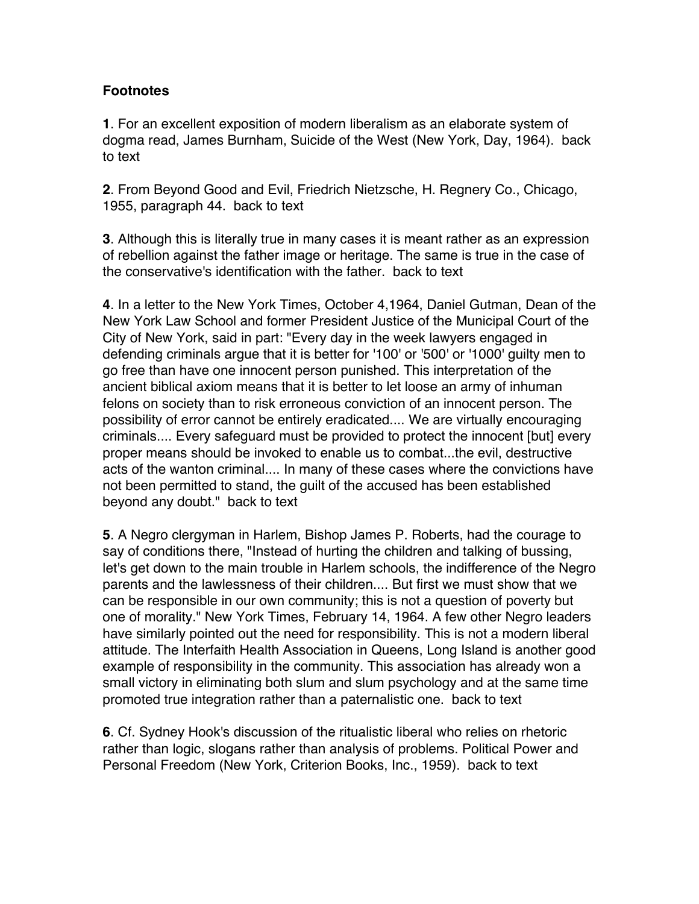**Footnotes**

**1**. For an excellent exposition of modern liberalism as an elaborate system of dogma read, James Burnham, Suicide of the West (New York, Day, 1964). back to text

**2**. From Beyond Good and Evil, Friedrich Nietzsche, H. Regnery Co., Chicago, 1955, paragraph 44. back to text

**3**. Although this is literally true in many cases it is meant rather as an expression of rebellion against the father image or heritage. The same is true in the case of the conservative's identification with the father. back to text

**4**. In a letter to the New York Times, October 4,1964, Daniel Gutman, Dean of the New York Law School and former President Justice of the Municipal Court of the City of New York, said in part: "Every day in the week lawyers engaged in defending criminals argue that it is better for '100' or '500' or '1000' guilty men to go free than have one innocent person punished. This interpretation of the ancient biblical axiom means that it is better to let loose an army of inhuman felons on society than to risk erroneous conviction of an innocent person. The possibility of error cannot be entirely eradicated.... We are virtually encouraging criminals.... Every safeguard must be provided to protect the innocent [but] every proper means should be invoked to enable us to combat...the evil, destructive acts of the wanton criminal.... In many of these cases where the convictions have not been permitted to stand, the guilt of the accused has been established beyond any doubt." back to text

**5**. A Negro clergyman in Harlem, Bishop James P. Roberts, had the courage to say of conditions there, "Instead of hurting the children and talking of bussing, let's get down to the main trouble in Harlem schools, the indifference of the Negro parents and the lawlessness of their children.... But first we must show that we can be responsible in our own community; this is not a question of poverty but one of morality." New York Times, February 14, 1964. A few other Negro leaders have similarly pointed out the need for responsibility. This is not a modern liberal attitude. The Interfaith Health Association in Queens, Long Island is another good example of responsibility in the community. This association has already won a small victory in eliminating both slum and slum psychology and at the same time promoted true integration rather than a paternalistic one. back to text

**6**. Cf. Sydney Hook's discussion of the ritualistic liberal who relies on rhetoric rather than logic, slogans rather than analysis of problems. Political Power and Personal Freedom (New York, Criterion Books, Inc., 1959). back to text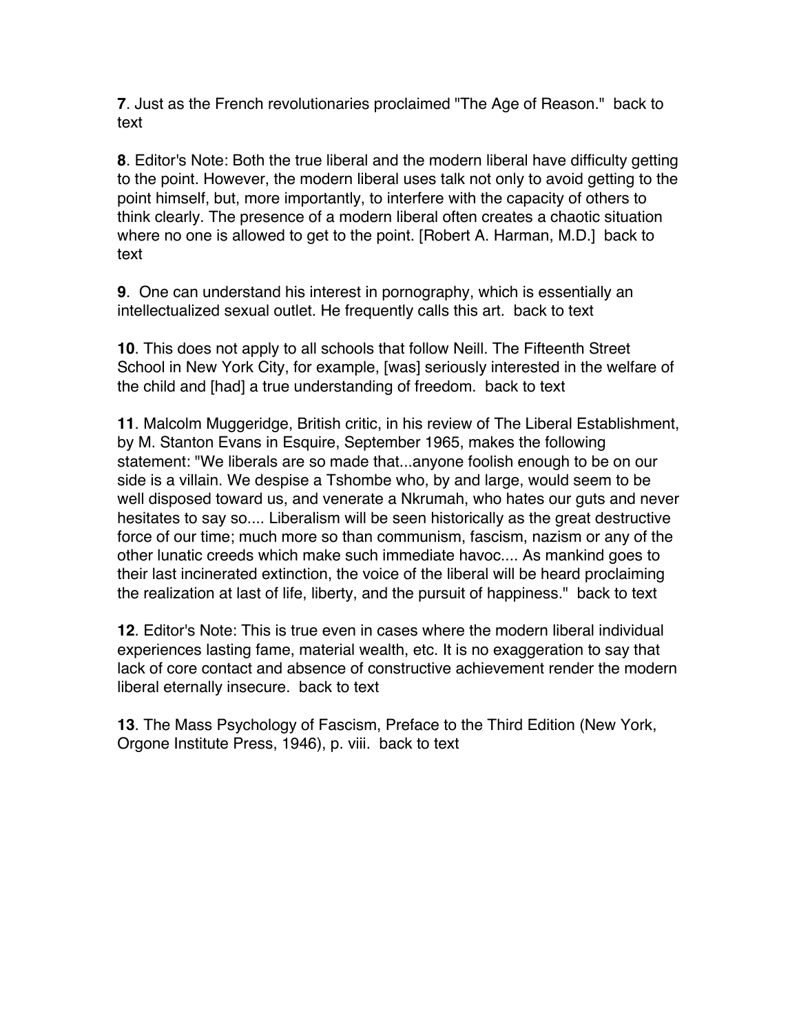**7**. Just as the French revolutionaries proclaimed "The Age of Reason." back to text

**8**. Editor's Note: Both the true liberal and the modern liberal have difficulty getting to the point. However, the modern liberal uses talk not only to avoid getting to the point himself, but, more importantly, to interfere with the capacity of others to think clearly. The presence of a modern liberal often creates a chaotic situation where no one is allowed to get to the point. [Robert A. Harman, M.D.] back to text

**9**. One can understand his interest in pornography, which is essentially an intellectualized sexual outlet. He frequently calls this art. back to text

**10**. This does not apply to all schools that follow Neill. The Fifteenth Street School in New York City, for example, [was] seriously interested in the welfare of the child and [had] a true understanding of freedom. back to text

**11**. Malcolm Muggeridge, British critic, in his review of The Liberal Establishment, by M. Stanton Evans in Esquire, September 1965, makes the following statement: "We liberals are so made that...anyone foolish enough to be on our side is a villain. We despise a Tshombe who, by and large, would seem to be well disposed toward us, and venerate a Nkrumah, who hates our guts and never hesitates to say so.... Liberalism will be seen historically as the great destructive force of our time; much more so than communism, fascism, nazism or any of the other lunatic creeds which make such immediate havoc.... As mankind goes to their last incinerated extinction, the voice of the liberal will be heard proclaiming the realization at last of life, liberty, and the pursuit of happiness." back to text

**12**. Editor's Note: This is true even in cases where the modern liberal individual experiences lasting fame, material wealth, etc. It is no exaggeration to say that lack of core contact and absence of constructive achievement render the modern liberal eternally insecure. back to text

**13**. The Mass Psychology of Fascism, Preface to the Third Edition (New York, Orgone Institute Press, 1946), p. viii. back to text